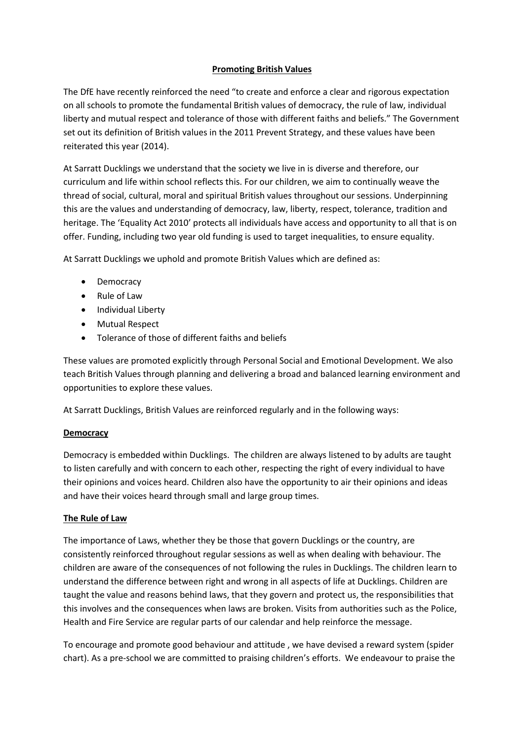# **Promoting British Values**

The DfE have recently reinforced the need "to create and enforce a clear and rigorous expectation on all schools to promote the fundamental British values of democracy, the rule of law, individual liberty and mutual respect and tolerance of those with different faiths and beliefs." The Government set out its definition of British values in the 2011 Prevent Strategy, and these values have been reiterated this year (2014).

At Sarratt Ducklings we understand that the society we live in is diverse and therefore, our curriculum and life within school reflects this. For our children, we aim to continually weave the thread of social, cultural, moral and spiritual British values throughout our sessions. Underpinning this are the values and understanding of democracy, law, liberty, respect, tolerance, tradition and heritage. The 'Equality Act 2010' protects all individuals have access and opportunity to all that is on offer. Funding, including two year old funding is used to target inequalities, to ensure equality.

At Sarratt Ducklings we uphold and promote British Values which are defined as:

- Democracy
- Rule of Law
- Individual Liberty
- Mutual Respect
- Tolerance of those of different faiths and beliefs

These values are promoted explicitly through Personal Social and Emotional Development. We also teach British Values through planning and delivering a broad and balanced learning environment and opportunities to explore these values.

At Sarratt Ducklings, British Values are reinforced regularly and in the following ways:

## **Democracy**

Democracy is embedded within Ducklings. The children are always listened to by adults are taught to listen carefully and with concern to each other, respecting the right of every individual to have their opinions and voices heard. Children also have the opportunity to air their opinions and ideas and have their voices heard through small and large group times.

## **The Rule of Law**

The importance of Laws, whether they be those that govern Ducklings or the country, are consistently reinforced throughout regular sessions as well as when dealing with behaviour. The children are aware of the consequences of not following the rules in Ducklings. The children learn to understand the difference between right and wrong in all aspects of life at Ducklings. Children are taught the value and reasons behind laws, that they govern and protect us, the responsibilities that this involves and the consequences when laws are broken. Visits from authorities such as the Police, Health and Fire Service are regular parts of our calendar and help reinforce the message.

To encourage and promote good behaviour and attitude , we have devised a reward system (spider chart). As a pre-school we are committed to praising children's efforts. We endeavour to praise the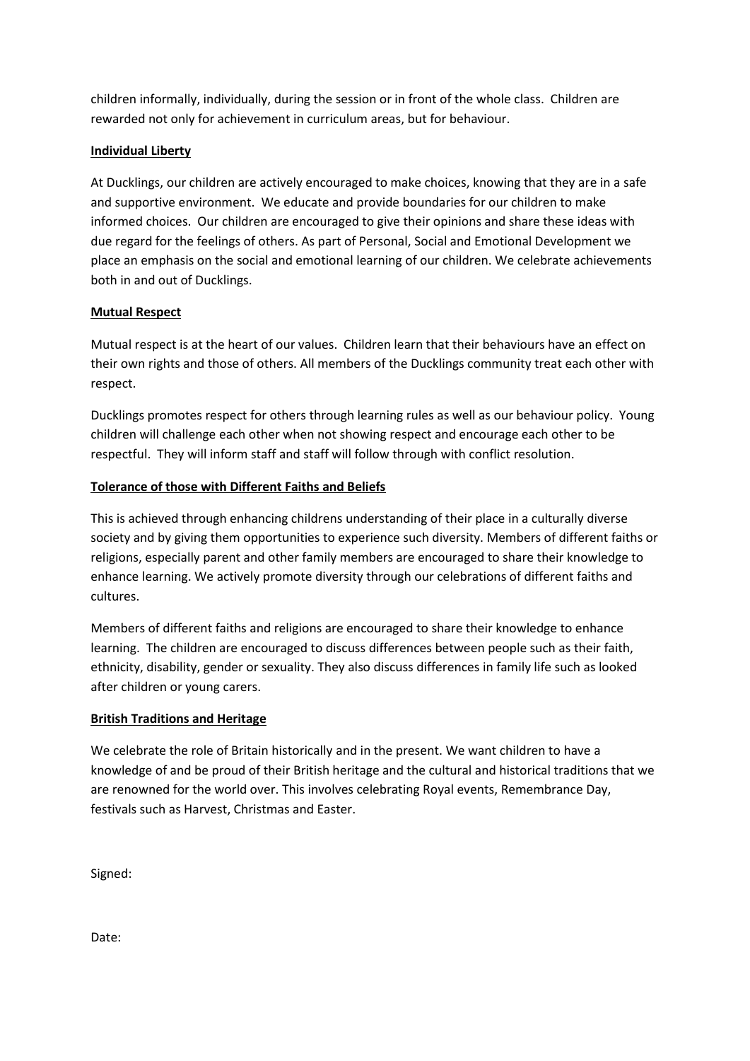children informally, individually, during the session or in front of the whole class. Children are rewarded not only for achievement in curriculum areas, but for behaviour.

**Individual Liberty**

At Ducklings, our children are actively encouraged to make choices, knowing that they are in a safe and supportive environment. We educate and provide boundaries for our children to make informed choices. Our children are encouraged to give their opinions and share these ideas with due regard for the feelings of others. As part of Personal, Social and Emotional Development we place an emphasis on the social and emotional learning of our children. We celebrate achievements both in and out of Ducklings.

**Mutual Respect**

Mutual respect is at the heart of our values. Children learn that their behaviours have an effect on their own rights and those of others. All members of the Ducklings community treat each other with respect.

Ducklings promotes respect for others through learning rules as well as our behaviour policy. Young children will challenge each other when not showing respect and encourage each other to be respectful. They will inform staff and staff will follow through with conflict resolution.

**Tolerance of those with Different Faiths and Beliefs**

This is achieved through enhancing childrens understanding of their place in a culturally diverse society and by giving them opportunities to experience such diversity. Members of different faiths or religions, especially parent and other family members are encouraged to share their knowledge to enhance learning. We actively promote diversity through our celebrations of different faiths and cultures.

Members of different faiths and religions are encouraged to share their knowledge to enhance learning. The children are encouraged to discuss differences between people such as their faith, ethnicity, disability, gender or sexuality. They also discuss differences in family life such as looked after children or young carers.

**British Traditions and Heritage**

We celebrate the role of Britain historically and in the present. We want children to have a knowledge of and be proud of their British heritage and the cultural and historical traditions that we are renowned for the world over. This involves celebrating Royal events, Remembrance Day, festivals such as Harvest, Christmas and Easter.

Signed:

Date: